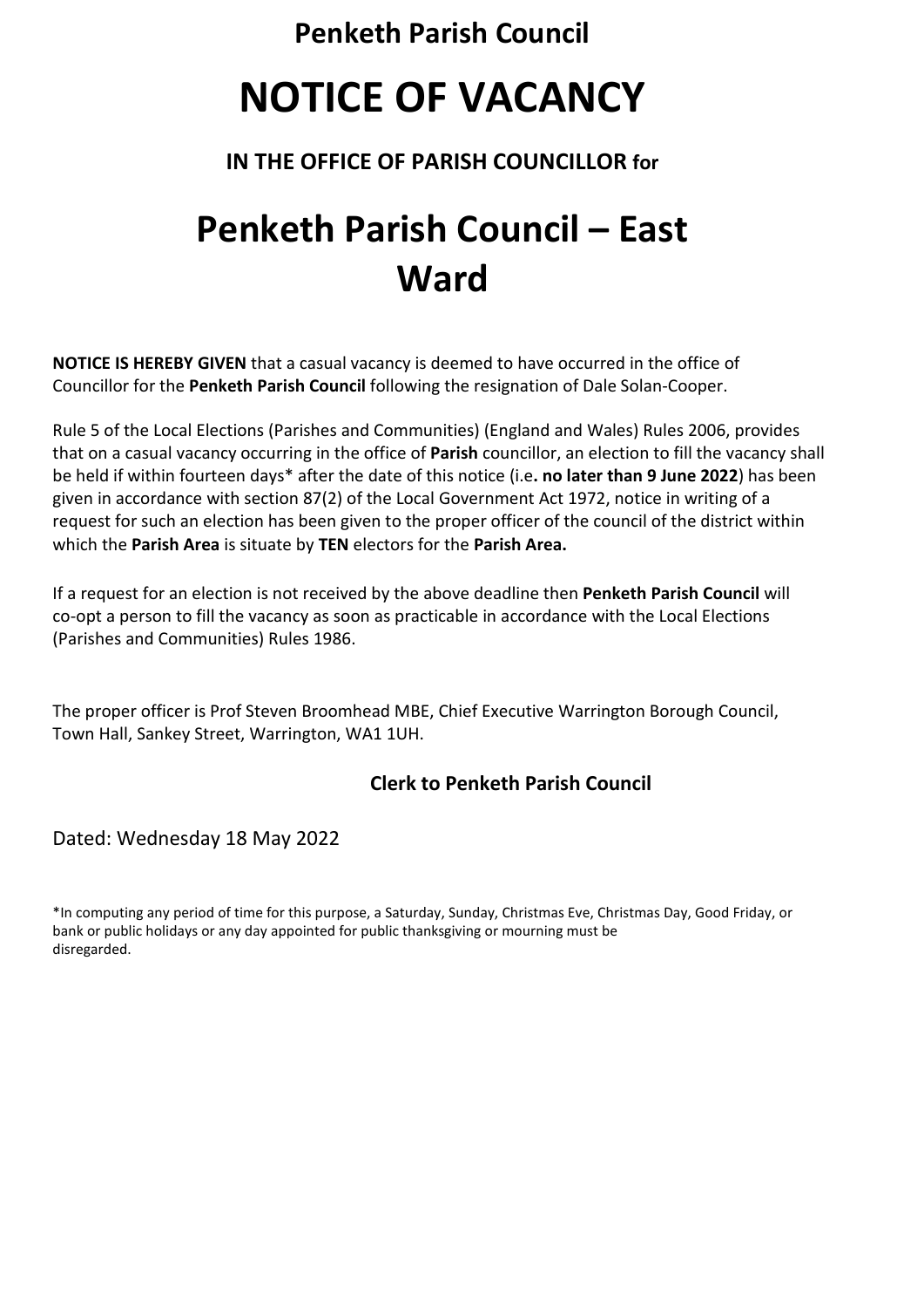**Penketh Parish Council**

# NOTICE OF VACANCY

**IN THE OFFICE OF PARISH COUNCILLOR for**

# Penketh Parish Council – East Ward

**NOTICE IS HEREBY GIVEN** that a casual vacancy is deemed to have occurred in the office of Councillor for the **Penketh Parish Council** following the resignation of Dale Solan-Cooper.

Rule 5 of the Local Elections (Parishes and Communities) (England and Wales) Rules 2006, provides that on a casual vacancy occurring in the office of **Parish** councillor, an election to fill the vacancy shall be held if within fourteen days* after the date of this notice (i.e**. no later than 9 June 2022**) has been given in accordance with section 87(2) of the Local Government Act 1972, notice in writing of a request for such an election has been given to the proper officer of the council of the district within which the **Parish Area** is situate by **TEN** electors for the **Parish Area.**

If a request for an election is not received by the above deadline then **Penketh Parish Council** will co-opt a person to fill the vacancy as soon as practicable in accordance with the Local Elections (Parishes and Communities) Rules 1986.

The proper officer is Prof Steven Broomhead MBE, Chief Executive Warrington Borough Council, Town Hall, Sankey Street, Warrington, WA1 1UH.

**Clerk to Penketh Parish Council**

Dated: Wednesday 18 May 2022

*In computing any period of time for this purpose, a Saturday, Sunday, Christmas Eve, Christmas Day, Good Friday, or bank or public holidays or any day appointed for public thanksgiving or mourning must be disregarded.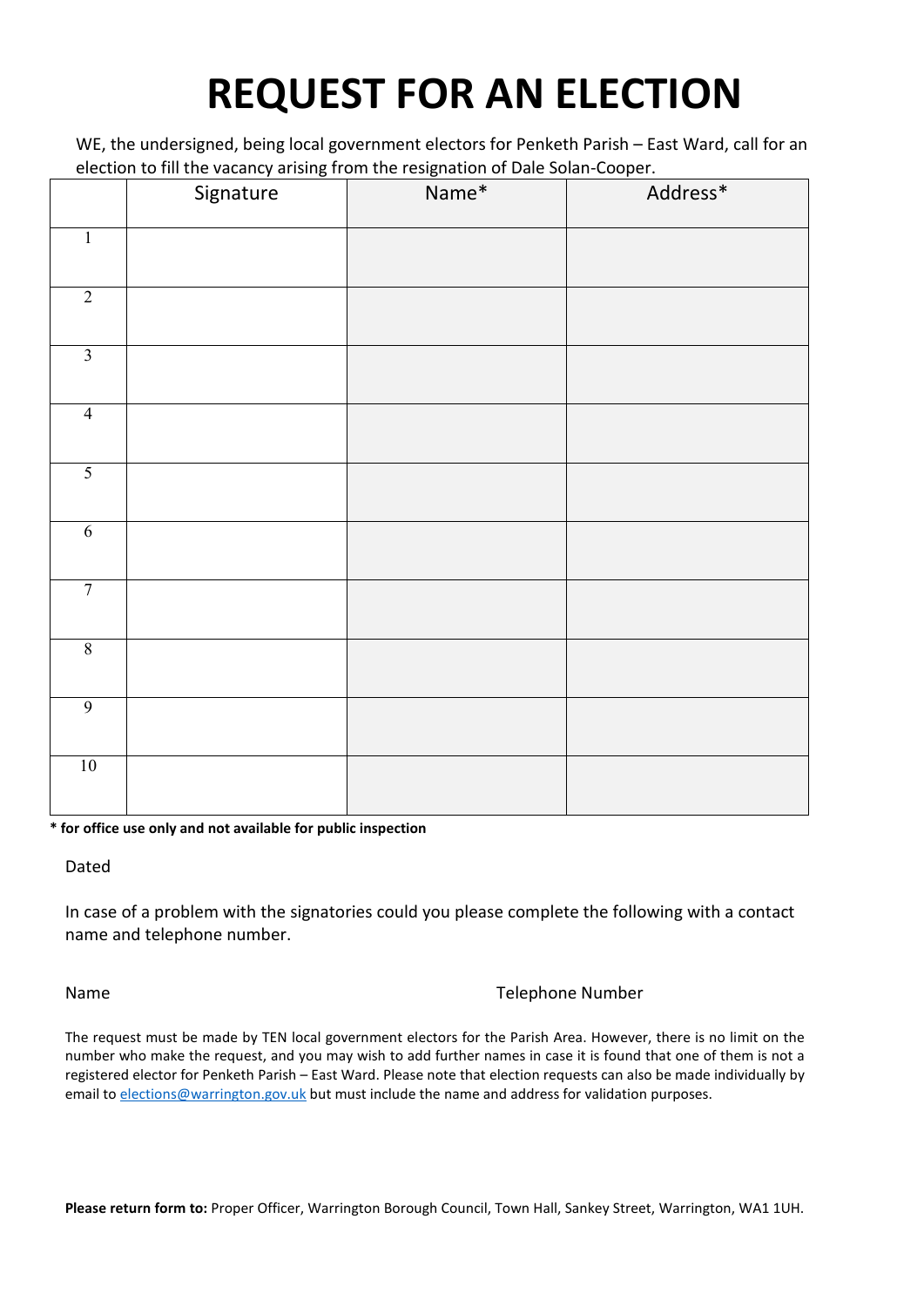# REQUEST FOR AN ELECTION

WE, the undersigned, being local government electors for Penketh Parish – East Ward, call for an election to fill the vacancy arising from the resignation of Dale Solan-Cooper.

| | Signature | Name* | Address* |
|---|---|---|---|
| 1 | | | |
| 2 | | | |
| 3 | | | |
| 4 | | | |
| 5 | | | |
| 6 | | | |
| 7 | | | |
| 8 | | | |
| 9 | | | |
| 10 | | | |

**\* for office use only and not available for public inspection**

Dated

In case of a problem with the signatories could you please complete the following with a contact name and telephone number.

Name Telephone Number

The request must be made by TEN local government electors for the Parish Area. However, there is no limit on the number who make the request, and you may wish to add further names in case it is found that one of them is not a registered elector for Penketh Parish – East Ward. Please note that election requests can also be made individually by email to elections@warrington.gov.uk but must include the name and address for validation purposes.

**Please return form to:** Proper Officer, Warrington Borough Council, Town Hall, Sankey Street, Warrington, WA1 1UH.